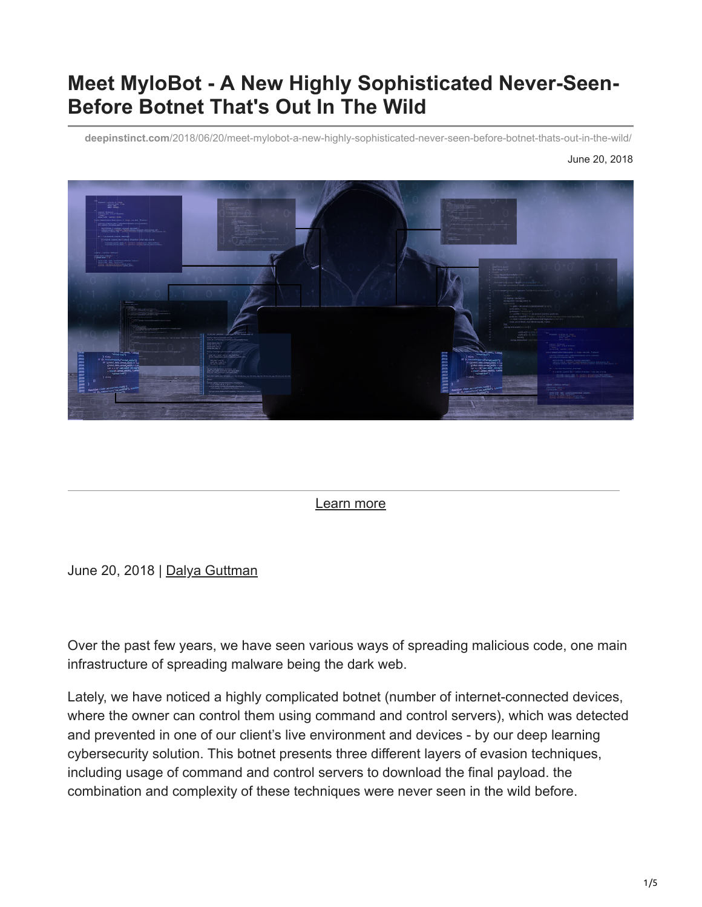# Meet MyloBot - A New Highly Sophisticated Never-Seen-Before Botnet That's Out In The Wild

deepinstinct.com/2018/06/20/meet-mylobot-a-new-highly-sophisticated-never-seen-before-botnet-thats-out-in-the-wild/

June 20, 2018

Learn more

June 20, 2018 | Dalya Guttman

Over the past few years, we have seen various ways of spreading malicious code, one main infrastructure of spreading malware being the dark web.

Lately, we have noticed a highly complicated botnet (number of internet-connected devices, where the owner can control them using command and control servers), which was detected and prevented in one of our client's live environment and devices - by our deep learning cybersecurity solution. This botnet presents three different layers of evasion techniques, including usage of command and control servers to download the final payload. the combination and complexity of these techniques were never seen in the wild before.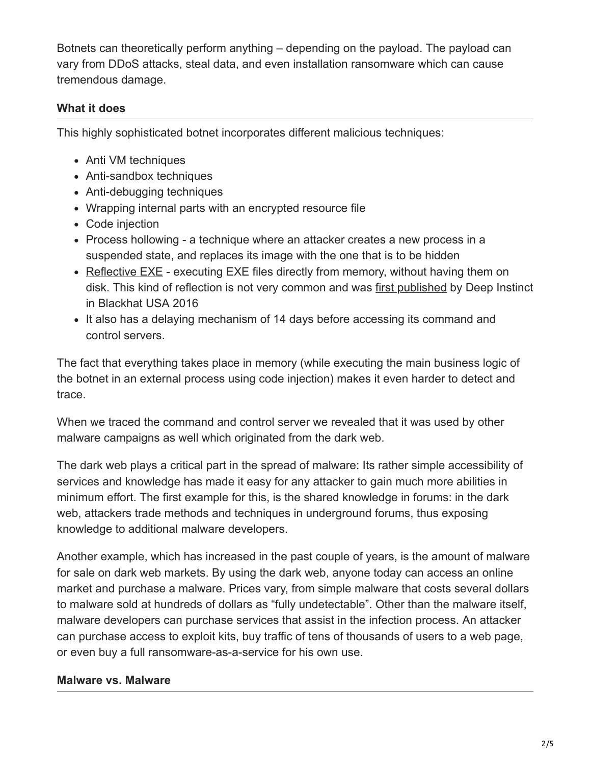Botnets can theoretically perform anything – depending on the payload. The payload can vary from DDoS attacks, steal data, and even installation ransomware which can cause tremendous damage.

**What it does**

This highly sophisticated botnet incorporates different malicious techniques:

- Anti VM techniques
- Anti-sandbox techniques
- Anti-debugging techniques
- Wrapping internal parts with an encrypted resource file
- Code injection
- Process hollowing - a technique where an attacker creates a new process in a suspended state, and replaces its image with the one that is to be hidden
- Reflective EXE - executing EXE files directly from memory, without having them on disk. This kind of reflection is not very common and was first published by Deep Instinct in Blackhat USA 2016
- It also has a delaying mechanism of 14 days before accessing its command and control servers.

The fact that everything takes place in memory (while executing the main business logic of the botnet in an external process using code injection) makes it even harder to detect and trace.

When we traced the command and control server we revealed that it was used by other malware campaigns as well which originated from the dark web.

The dark web plays a critical part in the spread of malware: Its rather simple accessibility of services and knowledge has made it easy for any attacker to gain much more abilities in minimum effort. The first example for this, is the shared knowledge in forums: in the dark web, attackers trade methods and techniques in underground forums, thus exposing knowledge to additional malware developers.

Another example, which has increased in the past couple of years, is the amount of malware for sale on dark web markets. By using the dark web, anyone today can access an online market and purchase a malware. Prices vary, from simple malware that costs several dollars to malware sold at hundreds of dollars as "fully undetectable". Other than the malware itself, malware developers can purchase services that assist in the infection process. An attacker can purchase access to exploit kits, buy traffic of tens of thousands of users to a web page, or even buy a full ransomware-as-a-service for his own use.

**Malware vs. Malware**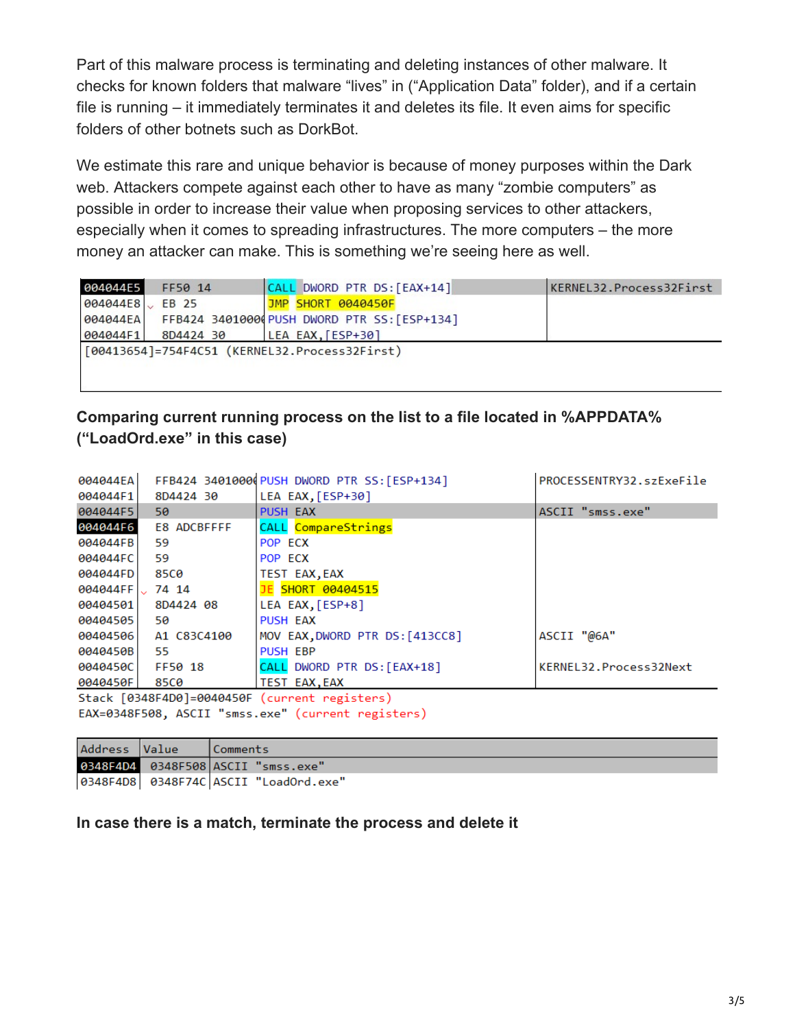Part of this malware process is terminating and deleting instances of other malware. It checks for known folders that malware "lives" in ("Application Data" folder), and if a certain file is running – it immediately terminates it and deletes its file. It even aims for specific folders of other botnets such as DorkBot.

We estimate this rare and unique behavior is because of money purposes within the Dark web. Attackers compete against each other to have as many "zombie computers" as possible in order to increase their value when proposing services to other attackers, especially when it comes to spreading infrastructures. The more computers – the more money an attacker can make. This is something we're seeing here as well.

```
004044E5   FF50 14          CALL DWORD PTR DS:[EAX+14]      KERNEL32.Process32First
004044E8   EB 25            JMP SHORT 0040450F
004044EA   FFB424 3401000(  PUSH DWORD PTR SS:[ESP+134]
004044F1   8D4424 30        LEA EAX,[ESP+30]
[00413654]=754F4C51 (KERNEL32.Process32First)
```

**Comparing current running process on the list to a file located in %APPDATA% ("LoadOrd.exe" in this case)**

```
004044EA   FFB424 3401000(  PUSH DWORD PTR SS:[ESP+134]     PROCESSENTRY32.szExeFile
004044F1   8D4424 30        LEA EAX,[ESP+30]
004044F5   50               PUSH EAX                        ASCII "smss.exe"
004044F6   E8 ADCBFFFF      CALL CompareStrings
004044FB   59               POP ECX
004044FC   59               POP ECX
004044FD   85C0             TEST EAX,EAX
004044FF   74 14            JE SHORT 00404515
00404501   8D4424 08        LEA EAX,[ESP+8]
00404505   50               PUSH EAX
00404506   A1 C83C4100      MOV EAX,DWORD PTR DS:[413CC8]   ASCII "@6A"
0040450B   55               PUSH EBP
0040450C   FF50 18          CALL DWORD PTR DS:[EAX+18]      KERNEL32.Process32Next
0040450F   85C0             TEST EAX,EAX
Stack [0348F4D0]=0040450F (current registers)
EAX=0348F508, ASCII "smss.exe" (current registers)
```

| Address | Value | Comments |
|---|---|---|
| 0348F4D4 | 0348F508 | ASCII "smss.exe" |
| 0348F4D8 | 0348F74C | ASCII "LoadOrd.exe" |

**In case there is a match, terminate the process and delete it**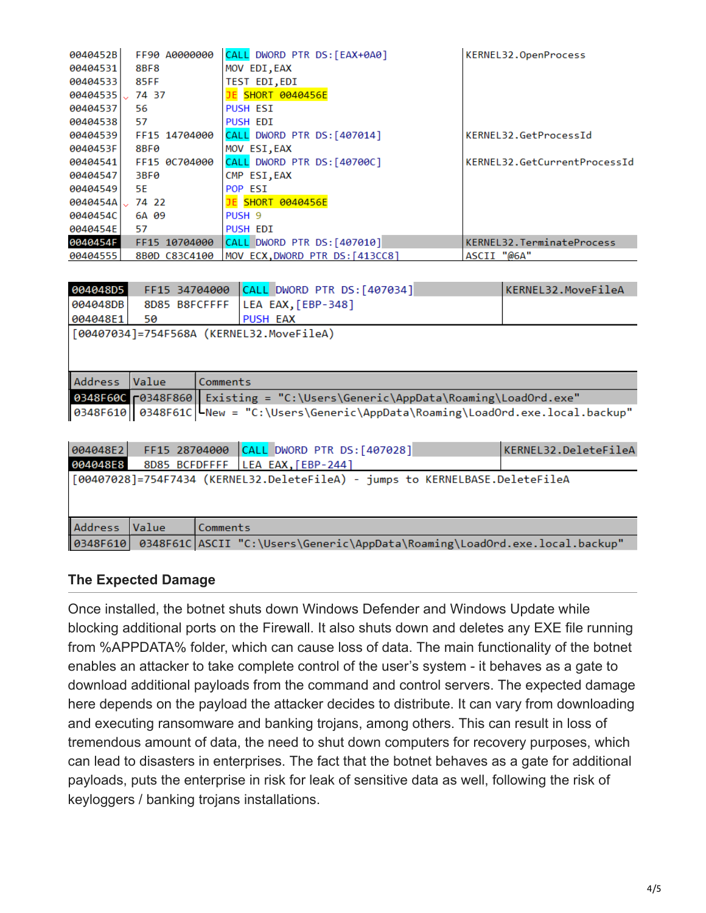```
0040452B  FF90 A0000000   CALL DWORD PTR DS:[EAX+0A0]      KERNEL32.OpenProcess
00404531  8BF8            MOV EDI,EAX
00404533  85FF            TEST EDI,EDI
00404535  74 37           JE SHORT 0040456E
00404537  56              PUSH ESI
00404538  57              PUSH EDI
00404539  FF15 14704000   CALL DWORD PTR DS:[407014]       KERNEL32.GetProcessId
0040453F  8BF0            MOV ESI,EAX
00404541  FF15 0C704000   CALL DWORD PTR DS:[40700C]       KERNEL32.GetCurrentProcessId
00404547  3BF0            CMP ESI,EAX
00404549  5E              POP ESI
0040454A  74 22           JE SHORT 0040456E
0040454C  6A 09           PUSH 9
0040454E  57              PUSH EDI
0040454F  FF15 10704000   CALL DWORD PTR DS:[407010]       KERNEL32.TerminateProcess
00404555  8B0D C83C4100   MOV ECX,DWORD PTR DS:[413CC8]    ASCII "@6A"
```

```
004048D5  FF15 34704000   CALL DWORD PTR DS:[407034]       KERNEL32.MoveFileA
004048DB  8D85 B8FCFFFF   LEA EAX,[EBP-348]
004048E1  50              PUSH EAX
[00407034]=754F568A (KERNEL32.MoveFileA)

Address   Value     Comments
0348F60C  0348F860  Existing = "C:\Users\Generic\AppData\Roaming\LoadOrd.exe"
0348F610  0348F61C  New = "C:\Users\Generic\AppData\Roaming\LoadOrd.exe.local.backup"
```

```
004048E2  FF15 28704000   CALL DWORD PTR DS:[407028]       KERNEL32.DeleteFileA
004048E8  8D85 BCFDFFFF   LEA EAX,[EBP-244]
[00407028]=754F7434 (KERNEL32.DeleteFileA) - jumps to KERNELBASE.DeleteFileA

Address   Value     Comments
0348F610  0348F61C  ASCII "C:\Users\Generic\AppData\Roaming\LoadOrd.exe.local.backup"
```

### The Expected Damage

Once installed, the botnet shuts down Windows Defender and Windows Update while blocking additional ports on the Firewall. It also shuts down and deletes any EXE file running from %APPDATA% folder, which can cause loss of data. The main functionality of the botnet enables an attacker to take complete control of the user's system - it behaves as a gate to download additional payloads from the command and control servers. The expected damage here depends on the payload the attacker decides to distribute. It can vary from downloading and executing ransomware and banking trojans, among others. This can result in loss of tremendous amount of data, the need to shut down computers for recovery purposes, which can lead to disasters in enterprises. The fact that the botnet behaves as a gate for additional payloads, puts the enterprise in risk for leak of sensitive data as well, following the risk of keyloggers / banking trojans installations.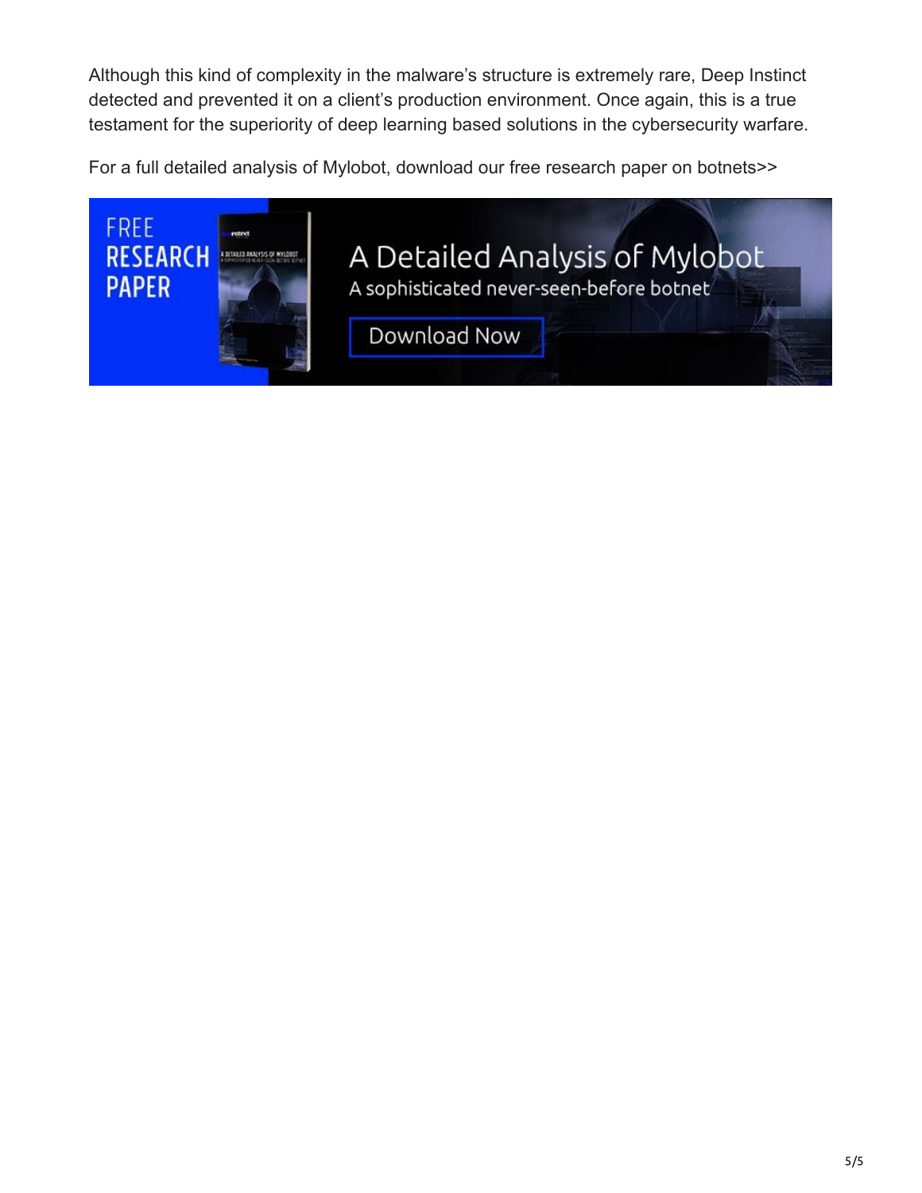Although this kind of complexity in the malware's structure is extremely rare, Deep Instinct detected and prevented it on a client's production environment. Once again, this is a true testament for the superiority of deep learning based solutions in the cybersecurity warfare.

For a full detailed analysis of Mylobot, download our free research paper on botnets>>

FREE RESEARCH PAPER

A Detailed Analysis of Mylobot

A sophisticated never-seen-before botnet

Download Now